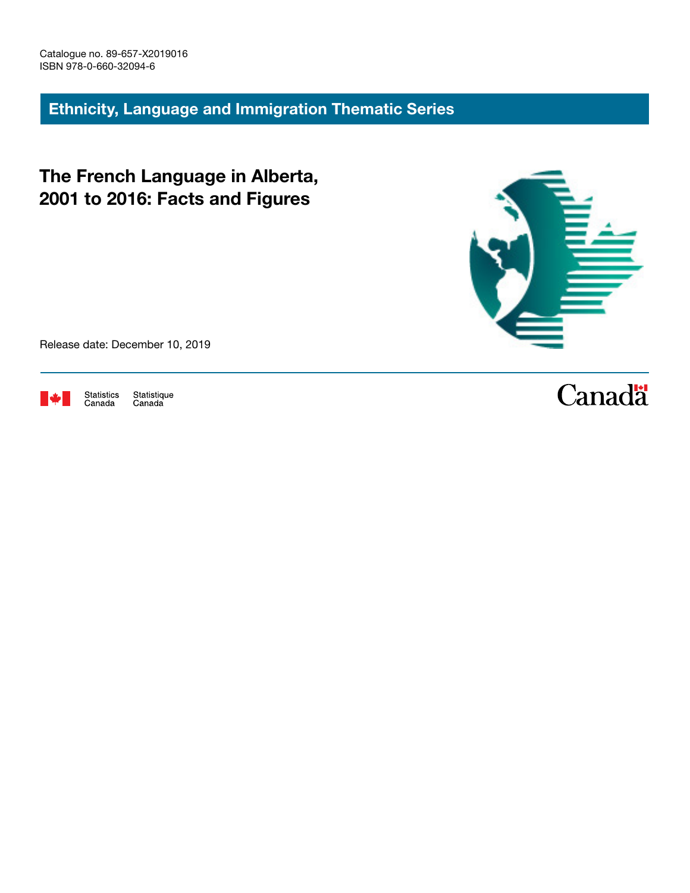Catalogue no. 89-657-X2019016
ISBN 978-0-660-32094-6

## Ethnicity, Language and Immigration Thematic Series

# The French Language in Alberta, 2001 to 2016: Facts and Figures

Release date: December 10, 2019

Statistics Canada    Statistique Canada

Canada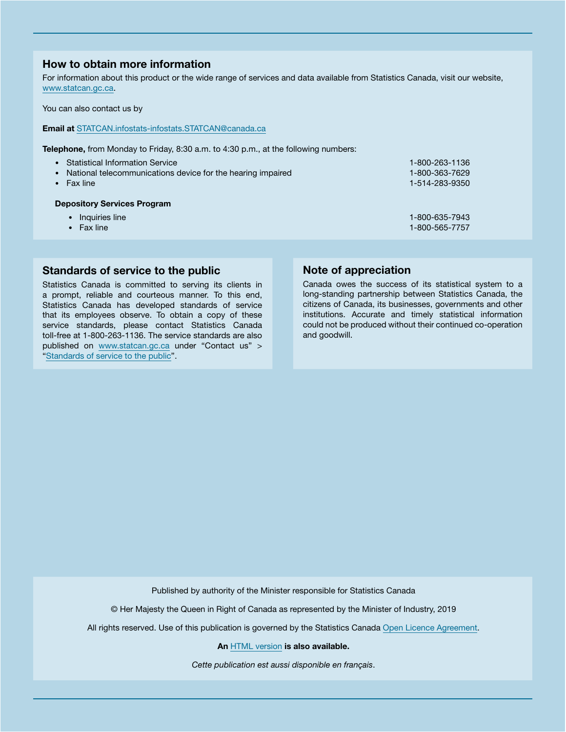## How to obtain more information

For information about this product or the wide range of services and data available from Statistics Canada, visit our website, www.statcan.gc.ca.

You can also contact us by

**Email at** STATCAN.infostats-infostats.STATCAN@canada.ca

**Telephone,** from Monday to Friday, 8:30 a.m. to 4:30 p.m., at the following numbers:

- Statistical Information Service 1-800-263-1136
- National telecommunications device for the hearing impaired 1-800-363-7629
- Fax line 1-514-283-9350

**Depository Services Program**

- Inquiries line 1-800-635-7943
- Fax line 1-800-565-7757

## Standards of service to the public

Statistics Canada is committed to serving its clients in a prompt, reliable and courteous manner. To this end, Statistics Canada has developed standards of service that its employees observe. To obtain a copy of these service standards, please contact Statistics Canada toll-free at 1-800-263-1136. The service standards are also published on www.statcan.gc.ca under "Contact us" > "Standards of service to the public".

## Note of appreciation

Canada owes the success of its statistical system to a long-standing partnership between Statistics Canada, the citizens of Canada, its businesses, governments and other institutions. Accurate and timely statistical information could not be produced without their continued co-operation and goodwill.

Published by authority of the Minister responsible for Statistics Canada

© Her Majesty the Queen in Right of Canada as represented by the Minister of Industry, 2019

All rights reserved. Use of this publication is governed by the Statistics Canada Open Licence Agreement.

**An** HTML version **is also available.**

*Cette publication est aussi disponible en français.*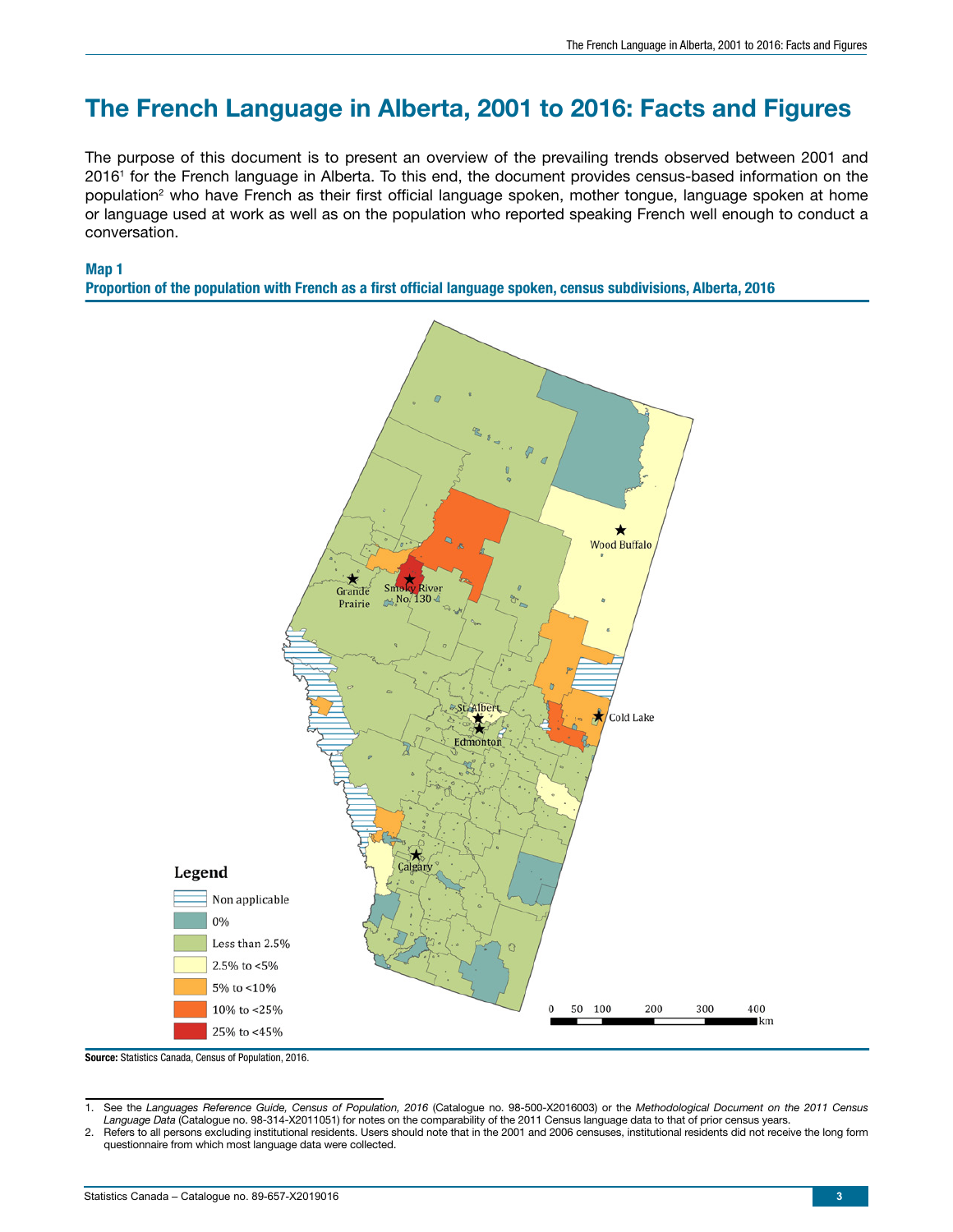# The French Language in Alberta, 2001 to 2016: Facts and Figures

The purpose of this document is to present an overview of the prevailing trends observed between 2001 and 2016[1] for the French language in Alberta. To this end, the document provides census-based information on the population[2] who have French as their first official language spoken, mother tongue, language spoken at home or language used at work as well as on the population who reported speaking French well enough to conduct a conversation.

**Map 1**
**Proportion of the population with French as a first official language spoken, census subdivisions, Alberta, 2016**

**Source:** Statistics Canada, Census of Population, 2016.

1. See the *Languages Reference Guide, Census of Population, 2016* (Catalogue no. 98-500-X2016003) or the *Methodological Document on the 2011 Census Language Data* (Catalogue no. 98-314-X2011051) for notes on the comparability of the 2011 Census language data to that of prior census years.
2. Refers to all persons excluding institutional residents. Users should note that in the 2001 and 2006 censuses, institutional residents did not receive the long form questionnaire from which most language data were collected.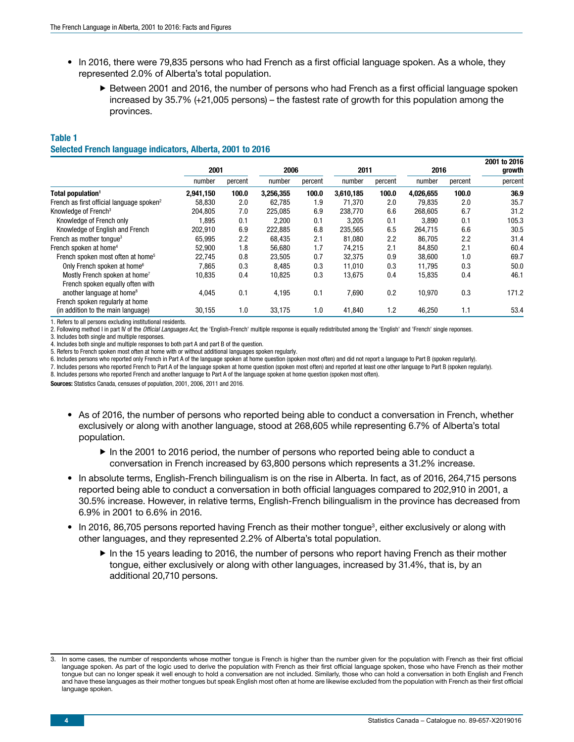- In 2016, there were 79,835 persons who had French as a first official language spoken. As a whole, they represented 2.0% of Alberta's total population.
  - Between 2001 and 2016, the number of persons who had French as a first official language spoken increased by 35.7% (+21,005 persons) – the fastest rate of growth for this population among the provinces.

**Table 1**
**Selected French language indicators, Alberta, 2001 to 2016**

| | 2001 | | 2006 | | 2011 | | 2016 | | 2001 to 2016 growth |
|---|---|---|---|---|---|---|---|---|---|
| | number | percent | number | percent | number | percent | number | percent | percent |
| **Total population**[1] | **2,941,150** | **100.0** | **3,256,355** | **100.0** | **3,610,185** | **100.0** | **4,026,655** | **100.0** | **36.9** |
| French as first official language spoken[2] | 58,830 | 2.0 | 62,785 | 1.9 | 71,370 | 2.0 | 79,835 | 2.0 | 35.7 |
| Knowledge of French[3] | 204,805 | 7.0 | 225,085 | 6.9 | 238,770 | 6.6 | 268,605 | 6.7 | 31.2 |
| Knowledge of French only | 1,895 | 0.1 | 2,200 | 0.1 | 3,205 | 0.1 | 3,890 | 0.1 | 105.3 |
| Knowledge of English and French | 202,910 | 6.9 | 222,885 | 6.8 | 235,565 | 6.5 | 264,715 | 6.6 | 30.5 |
| French as mother tongue[3] | 65,995 | 2.2 | 68,435 | 2.1 | 81,080 | 2.2 | 86,705 | 2.2 | 31.4 |
| French spoken at home[4] | 52,900 | 1.8 | 56,680 | 1.7 | 74,215 | 2.1 | 84,850 | 2.1 | 60.4 |
| French spoken most often at home[5] | 22,745 | 0.8 | 23,505 | 0.7 | 32,375 | 0.9 | 38,600 | 1.0 | 69.7 |
| Only French spoken at home[6] | 7,865 | 0.3 | 8,485 | 0.3 | 11,010 | 0.3 | 11,795 | 0.3 | 50.0 |
| Mostly French spoken at home[7] | 10,835 | 0.4 | 10,825 | 0.3 | 13,675 | 0.4 | 15,835 | 0.4 | 46.1 |
| French spoken equally often with another language at home[8] | 4,045 | 0.1 | 4,195 | 0.1 | 7,690 | 0.2 | 10,970 | 0.3 | 171.2 |
| French spoken regularly at home (in addition to the main language) | 30,155 | 1.0 | 33,175 | 1.0 | 41,840 | 1.2 | 46,250 | 1.1 | 53.4 |

1. Refers to all persons excluding institutional residents.
2. Following method I in part IV of the *Official Languages Act*, the 'English-French' multiple response is equally redistributed among the 'English' and 'French' single reponses.
3. Includes both single and multiple responses.
4. Includes both single and multiple responses to both part A and part B of the question.
5. Refers to French spoken most often at home with or without additional languages spoken regularly.
6. Includes persons who reported only French in Part A of the language spoken at home question (spoken most often) and did not report a language to Part B (spoken regularly).
7. Includes persons who reported French to Part A of the language spoken at home question (spoken most often) and reported at least one other language to Part B (spoken regularly).
8. Includes persons who reported French and another language to Part A of the language spoken at home question (spoken most often).

**Sources:** Statistics Canada, censuses of population, 2001, 2006, 2011 and 2016.

- As of 2016, the number of persons who reported being able to conduct a conversation in French, whether exclusively or along with another language, stood at 268,605 while representing 6.7% of Alberta's total population.
  - In the 2001 to 2016 period, the number of persons who reported being able to conduct a conversation in French increased by 63,800 persons which represents a 31.2% increase.
- In absolute terms, English-French bilingualism is on the rise in Alberta. In fact, as of 2016, 264,715 persons reported being able to conduct a conversation in both official languages compared to 202,910 in 2001, a 30.5% increase. However, in relative terms, English-French bilingualism in the province has decreased from 6.9% in 2001 to 6.6% in 2016.
- In 2016, 86,705 persons reported having French as their mother tongue[3], either exclusively or along with other languages, and they represented 2.2% of Alberta's total population.
  - In the 15 years leading to 2016, the number of persons who report having French as their mother tongue, either exclusively or along with other languages, increased by 31.4%, that is, by an additional 20,710 persons.

3. In some cases, the number of respondents whose mother tongue is French is higher than the number given for the population with French as their first official language spoken. As part of the logic used to derive the population with French as their first official language spoken, those who have French as their mother tongue but can no longer speak it well enough to hold a conversation are not included. Similarly, those who can hold a conversation in both English and French and have these languages as their mother tongues but speak English most often at home are likewise excluded from the population with French as their first official language spoken.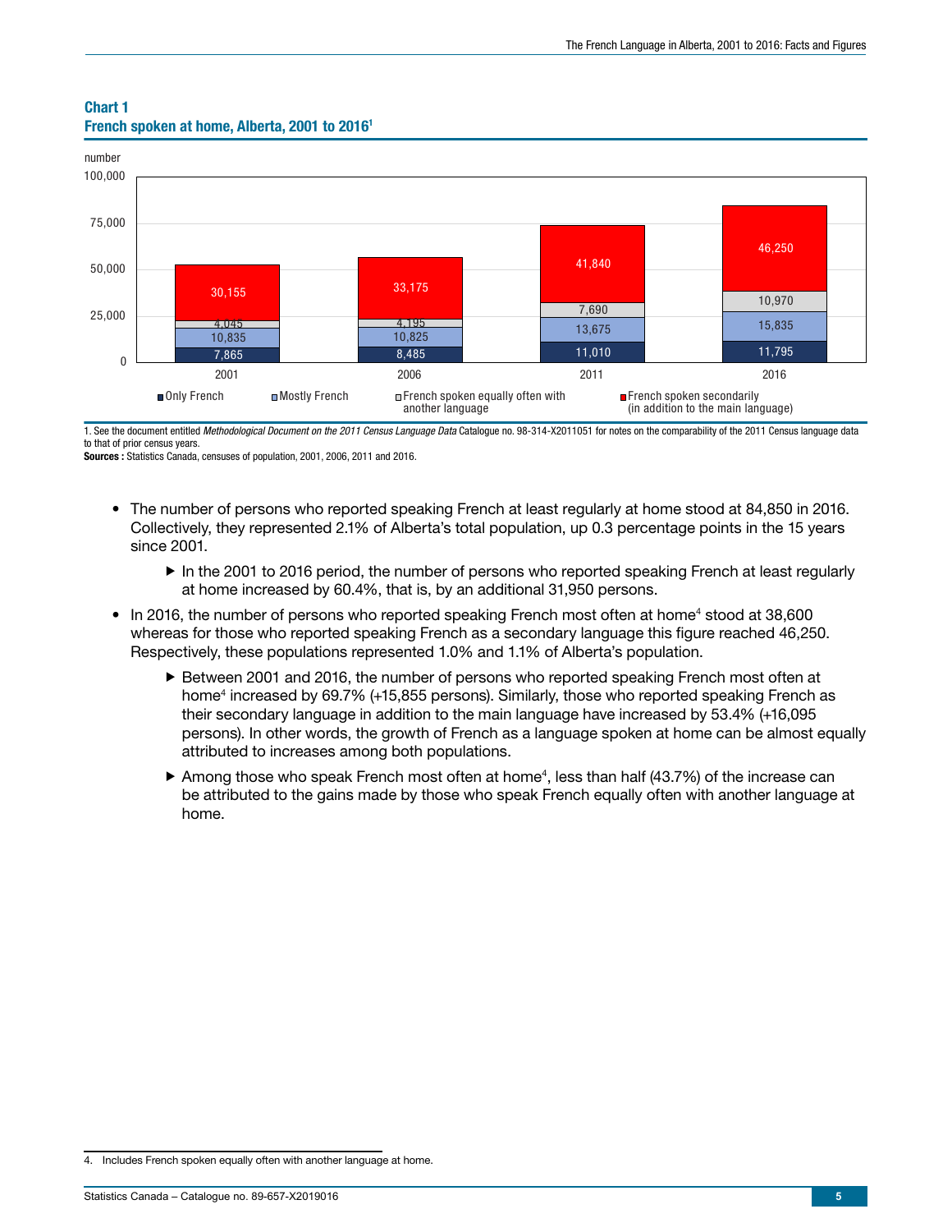**Chart 1**
**French spoken at home, Alberta, 2001 to 2016[1]**

| | 2001 | 2006 | 2011 | 2016 |
|---|---|---|---|---|
| Only French | 7,865 | 8,485 | 11,010 | 11,795 |
| Mostly French | 10,835 | 10,825 | 13,675 | 15,835 |
| French spoken equally often with another language | 4,045 | 4,195 | 7,690 | 10,970 |
| French spoken secondarily (in addition to the main language) | 30,155 | 33,175 | 41,840 | 46,250 |

1. See the document entitled *Methodological Document on the 2011 Census Language Data* Catalogue no. 98-314-X2011051 for notes on the comparability of the 2011 Census language data to that of prior census years.

**Sources :** Statistics Canada, censuses of population, 2001, 2006, 2011 and 2016.

- The number of persons who reported speaking French at least regularly at home stood at 84,850 in 2016. Collectively, they represented 2.1% of Alberta's total population, up 0.3 percentage points in the 15 years since 2001.
  - In the 2001 to 2016 period, the number of persons who reported speaking French at least regularly at home increased by 60.4%, that is, by an additional 31,950 persons.
- In 2016, the number of persons who reported speaking French most often at home[4] stood at 38,600 whereas for those who reported speaking French as a secondary language this figure reached 46,250. Respectively, these populations represented 1.0% and 1.1% of Alberta's population.
  - Between 2001 and 2016, the number of persons who reported speaking French most often at home[4] increased by 69.7% (+15,855 persons). Similarly, those who reported speaking French as their secondary language in addition to the main language have increased by 53.4% (+16,095 persons). In other words, the growth of French as a language spoken at home can be almost equally attributed to increases among both populations.
  - Among those who speak French most often at home[4], less than half (43.7%) of the increase can be attributed to the gains made by those who speak French equally often with another language at home.

4. Includes French spoken equally often with another language at home.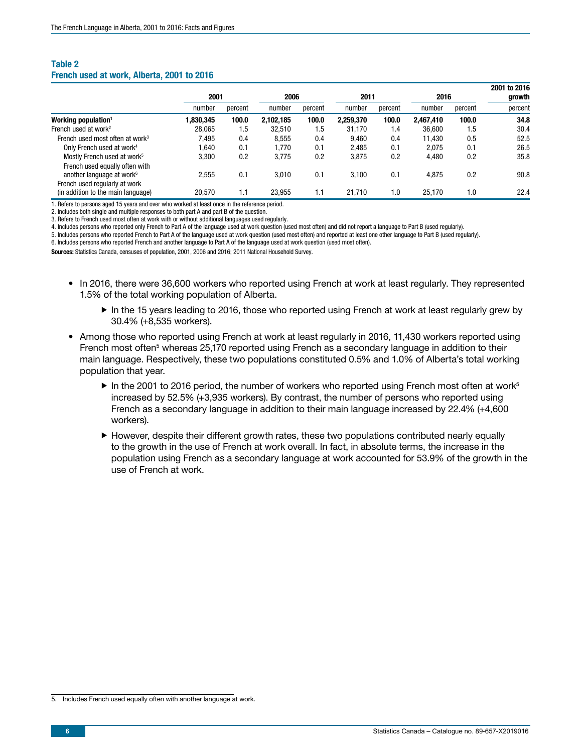**Table 2**
**French used at work, Alberta, 2001 to 2016**

| | 2001 | | 2006 | | 2011 | | 2016 | | 2001 to 2016 growth |
|---|---|---|---|---|---|---|---|---|---|
| | number | percent | number | percent | number | percent | number | percent | percent |
| **Working population**[1] | **1,830,345** | **100.0** | **2,102,185** | **100.0** | **2,259,370** | **100.0** | **2,467,410** | **100.0** | **34.8** |
| French used at work[2] | 28,065 | 1.5 | 32,510 | 1.5 | 31,170 | 1.4 | 36,600 | 1.5 | 30.4 |
| French used most often at work[3] | 7,495 | 0.4 | 8,555 | 0.4 | 9,460 | 0.4 | 11,430 | 0.5 | 52.5 |
| Only French used at work[4] | 1,640 | 0.1 | 1,770 | 0.1 | 2,485 | 0.1 | 2,075 | 0.1 | 26.5 |
| Mostly French used at work[5] | 3,300 | 0.2 | 3,775 | 0.2 | 3,875 | 0.2 | 4,480 | 0.2 | 35.8 |
| French used equally often with another language at work[6] | 2,555 | 0.1 | 3,010 | 0.1 | 3,100 | 0.1 | 4,875 | 0.2 | 90.8 |
| French used regularly at work (in addition to the main language) | 20,570 | 1.1 | 23,955 | 1.1 | 21,710 | 1.0 | 25,170 | 1.0 | 22.4 |

1. Refers to persons aged 15 years and over who worked at least once in the reference period.
2. Includes both single and multiple responses to both part A and part B of the question.
3. Refers to French used most often at work with or without additional languages used regularly.
4. Includes persons who reported only French to Part A of the language used at work question (used most often) and did not report a language to Part B (used regularly).
5. Includes persons who reported French to Part A of the language used at work question (used most often) and reported at least one other language to Part B (used regularly).
6. Includes persons who reported French and another language to Part A of the language used at work question (used most often).

**Sources:** Statistics Canada, censuses of population, 2001, 2006 and 2016; 2011 National Household Survey.

- In 2016, there were 36,600 workers who reported using French at work at least regularly. They represented 1.5% of the total working population of Alberta.
  - In the 15 years leading to 2016, those who reported using French at work at least regularly grew by 30.4% (+8,535 workers).
- Among those who reported using French at work at least regularly in 2016, 11,430 workers reported using French most often[5] whereas 25,170 reported using French as a secondary language in addition to their main language. Respectively, these two populations constituted 0.5% and 1.0% of Alberta's total working population that year.
  - In the 2001 to 2016 period, the number of workers who reported using French most often at work[5] increased by 52.5% (+3,935 workers). By contrast, the number of persons who reported using French as a secondary language in addition to their main language increased by 22.4% (+4,600 workers).
  - However, despite their different growth rates, these two populations contributed nearly equally to the growth in the use of French at work overall. In fact, in absolute terms, the increase in the population using French as a secondary language at work accounted for 53.9% of the growth in the use of French at work.

5. Includes French used equally often with another language at work.